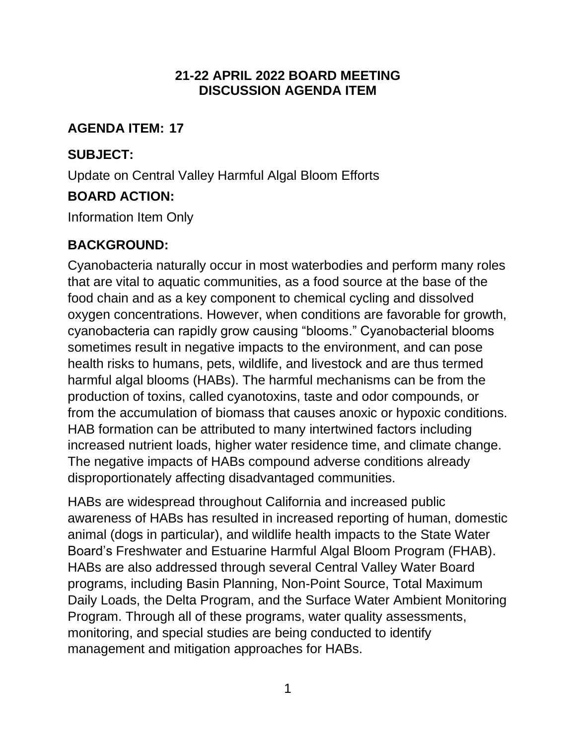**21-22 APRIL 2022 BOARD MEETING**
**DISCUSSION AGENDA ITEM**

## AGENDA ITEM: 17

## SUBJECT:

Update on Central Valley Harmful Algal Bloom Efforts

## BOARD ACTION:

Information Item Only

## BACKGROUND:

Cyanobacteria naturally occur in most waterbodies and perform many roles that are vital to aquatic communities, as a food source at the base of the food chain and as a key component to chemical cycling and dissolved oxygen concentrations. However, when conditions are favorable for growth, cyanobacteria can rapidly grow causing "blooms." Cyanobacterial blooms sometimes result in negative impacts to the environment, and can pose health risks to humans, pets, wildlife, and livestock and are thus termed harmful algal blooms (HABs). The harmful mechanisms can be from the production of toxins, called cyanotoxins, taste and odor compounds, or from the accumulation of biomass that causes anoxic or hypoxic conditions. HAB formation can be attributed to many intertwined factors including increased nutrient loads, higher water residence time, and climate change. The negative impacts of HABs compound adverse conditions already disproportionately affecting disadvantaged communities.

HABs are widespread throughout California and increased public awareness of HABs has resulted in increased reporting of human, domestic animal (dogs in particular), and wildlife health impacts to the State Water Board's Freshwater and Estuarine Harmful Algal Bloom Program (FHAB). HABs are also addressed through several Central Valley Water Board programs, including Basin Planning, Non-Point Source, Total Maximum Daily Loads, the Delta Program, and the Surface Water Ambient Monitoring Program. Through all of these programs, water quality assessments, monitoring, and special studies are being conducted to identify management and mitigation approaches for HABs.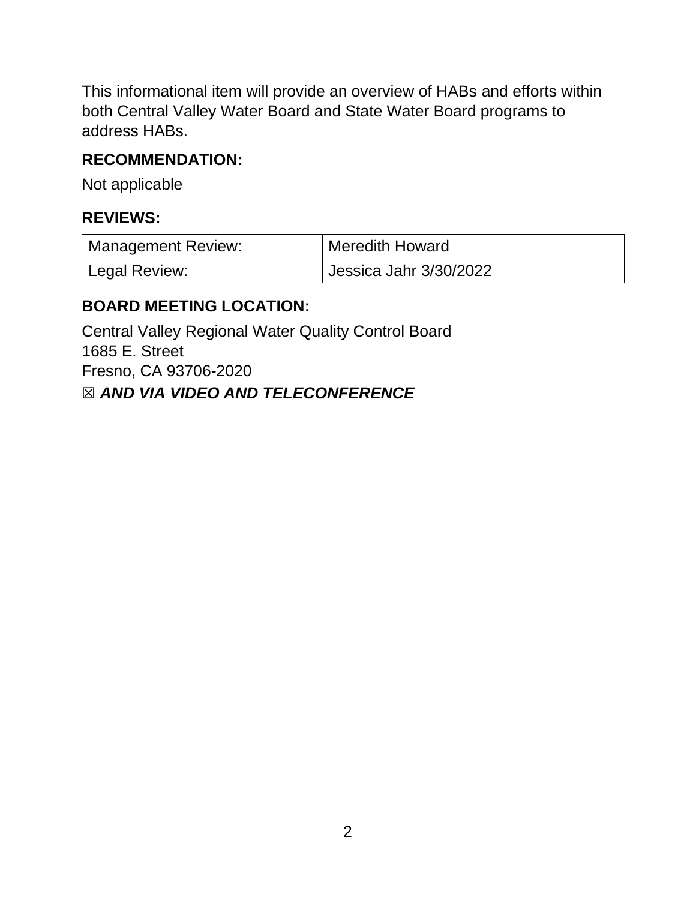This informational item will provide an overview of HABs and efforts within both Central Valley Water Board and State Water Board programs to address HABs.

## RECOMMENDATION:

Not applicable

## REVIEWS:

| | |
|---|---|
| Management Review: | Meredith Howard |
| Legal Review: | Jessica Jahr 3/30/2022 |

## BOARD MEETING LOCATION:

Central Valley Regional Water Quality Control Board
1685 E. Street
Fresno, CA 93706-2020

☒ ***AND VIA VIDEO AND TELECONFERENCE***